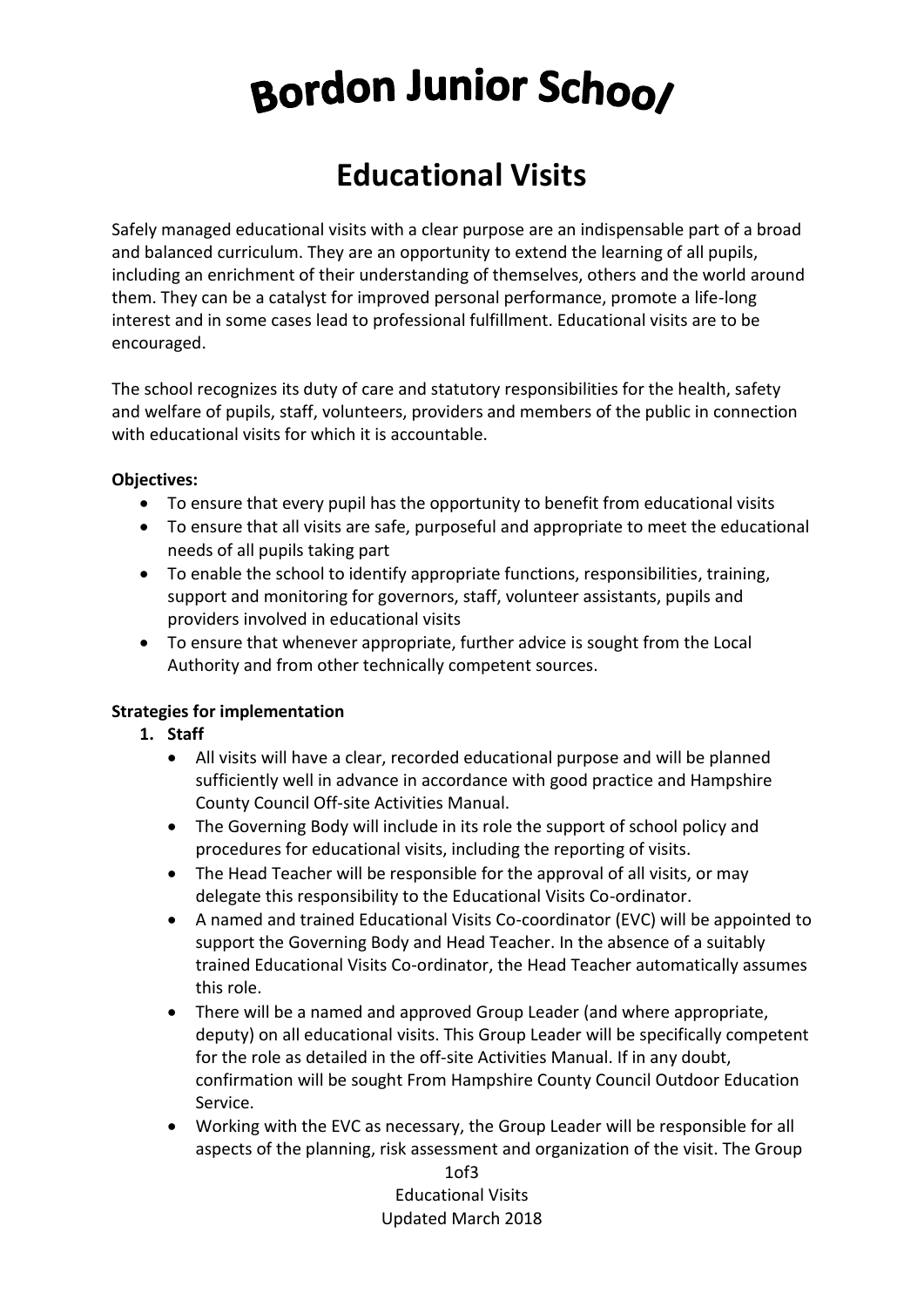# Bordon Junior School

## Educational Visits

Safely managed educational visits with a clear purpose are an indispensable part of a broad and balanced curriculum. They are an opportunity to extend the learning of all pupils, including an enrichment of their understanding of themselves, others and the world around them. They can be a catalyst for improved personal performance, promote a life-long interest and in some cases lead to professional fulfillment. Educational visits are to be encouraged.

The school recognizes its duty of care and statutory responsibilities for the health, safety and welfare of pupils, staff, volunteers, providers and members of the public in connection with educational visits for which it is accountable.

**Objectives:**

- To ensure that every pupil has the opportunity to benefit from educational visits
- To ensure that all visits are safe, purposeful and appropriate to meet the educational needs of all pupils taking part
- To enable the school to identify appropriate functions, responsibilities, training, support and monitoring for governors, staff, volunteer assistants, pupils and providers involved in educational visits
- To ensure that whenever appropriate, further advice is sought from the Local Authority and from other technically competent sources.

**Strategies for implementation**

1. **Staff**
   - All visits will have a clear, recorded educational purpose and will be planned sufficiently well in advance in accordance with good practice and Hampshire County Council Off-site Activities Manual.
   - The Governing Body will include in its role the support of school policy and procedures for educational visits, including the reporting of visits.
   - The Head Teacher will be responsible for the approval of all visits, or may delegate this responsibility to the Educational Visits Co-ordinator.
   - A named and trained Educational Visits Co-coordinator (EVC) will be appointed to support the Governing Body and Head Teacher. In the absence of a suitably trained Educational Visits Co-ordinator, the Head Teacher automatically assumes this role.
   - There will be a named and approved Group Leader (and where appropriate, deputy) on all educational visits. This Group Leader will be specifically competent for the role as detailed in the off-site Activities Manual. If in any doubt, confirmation will be sought From Hampshire County Council Outdoor Education Service.
   - Working with the EVC as necessary, the Group Leader will be responsible for all aspects of the planning, risk assessment and organization of the visit. The Group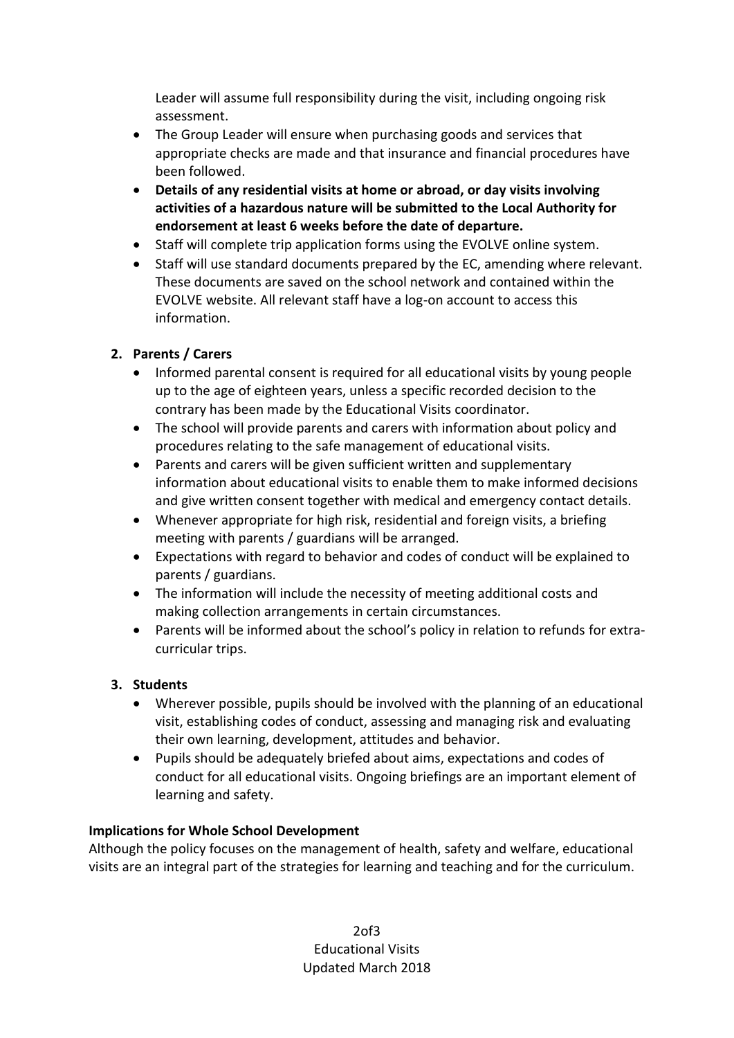Leader will assume full responsibility during the visit, including ongoing risk assessment.

- The Group Leader will ensure when purchasing goods and services that appropriate checks are made and that insurance and financial procedures have been followed.
- **Details of any residential visits at home or abroad, or day visits involving activities of a hazardous nature will be submitted to the Local Authority for endorsement at least 6 weeks before the date of departure.**
- Staff will complete trip application forms using the EVOLVE online system.
- Staff will use standard documents prepared by the EC, amending where relevant. These documents are saved on the school network and contained within the EVOLVE website. All relevant staff have a log-on account to access this information.

**2. Parents / Carers**

- Informed parental consent is required for all educational visits by young people up to the age of eighteen years, unless a specific recorded decision to the contrary has been made by the Educational Visits coordinator.
- The school will provide parents and carers with information about policy and procedures relating to the safe management of educational visits.
- Parents and carers will be given sufficient written and supplementary information about educational visits to enable them to make informed decisions and give written consent together with medical and emergency contact details.
- Whenever appropriate for high risk, residential and foreign visits, a briefing meeting with parents / guardians will be arranged.
- Expectations with regard to behavior and codes of conduct will be explained to parents / guardians.
- The information will include the necessity of meeting additional costs and making collection arrangements in certain circumstances.
- Parents will be informed about the school's policy in relation to refunds for extra-curricular trips.

**3. Students**

- Wherever possible, pupils should be involved with the planning of an educational visit, establishing codes of conduct, assessing and managing risk and evaluating their own learning, development, attitudes and behavior.
- Pupils should be adequately briefed about aims, expectations and codes of conduct for all educational visits. Ongoing briefings are an important element of learning and safety.

**Implications for Whole School Development**

Although the policy focuses on the management of health, safety and welfare, educational visits are an integral part of the strategies for learning and teaching and for the curriculum.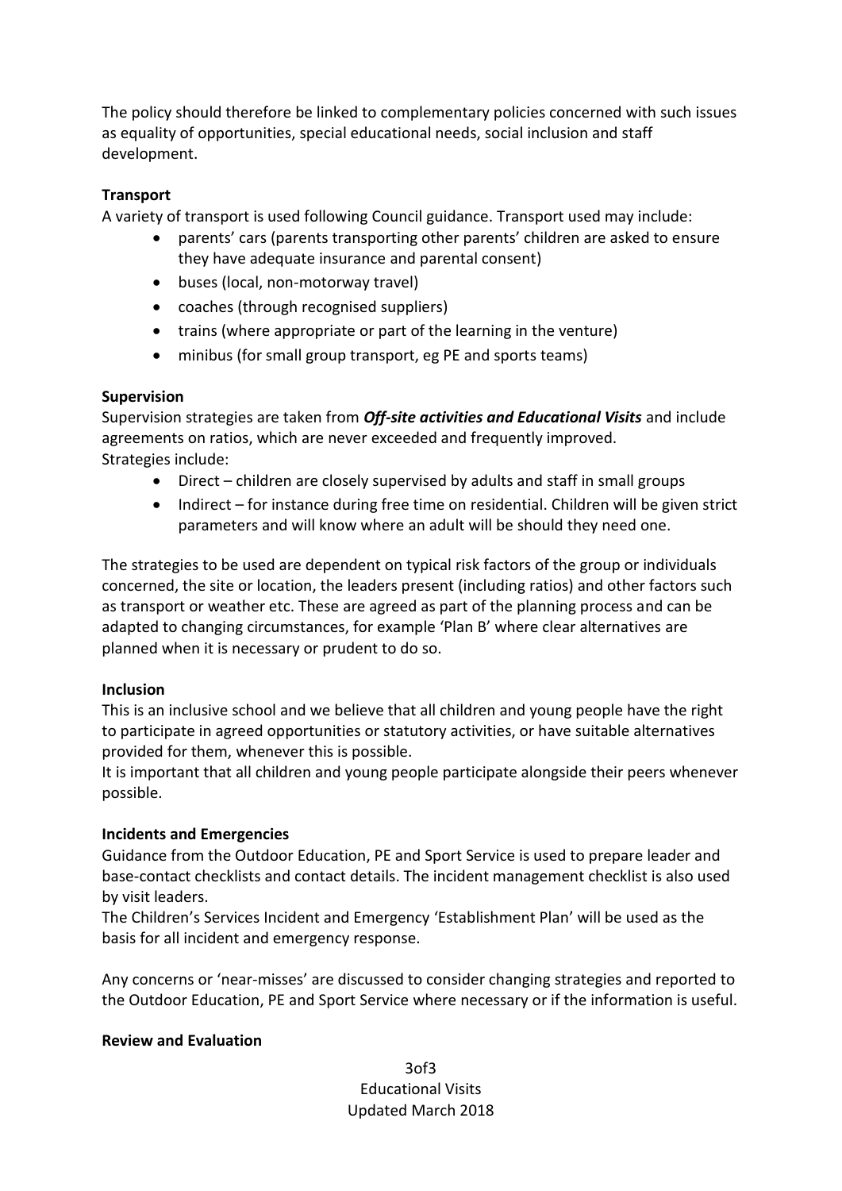The policy should therefore be linked to complementary policies concerned with such issues as equality of opportunities, special educational needs, social inclusion and staff development.

**Transport**

A variety of transport is used following Council guidance. Transport used may include:

- parents' cars (parents transporting other parents' children are asked to ensure they have adequate insurance and parental consent)
- buses (local, non-motorway travel)
- coaches (through recognised suppliers)
- trains (where appropriate or part of the learning in the venture)
- minibus (for small group transport, eg PE and sports teams)

**Supervision**

Supervision strategies are taken from ***Off-site activities and Educational Visits*** and include agreements on ratios, which are never exceeded and frequently improved.
Strategies include:

- Direct – children are closely supervised by adults and staff in small groups
- Indirect – for instance during free time on residential. Children will be given strict parameters and will know where an adult will be should they need one.

The strategies to be used are dependent on typical risk factors of the group or individuals concerned, the site or location, the leaders present (including ratios) and other factors such as transport or weather etc. These are agreed as part of the planning process and can be adapted to changing circumstances, for example 'Plan B' where clear alternatives are planned when it is necessary or prudent to do so.

**Inclusion**

This is an inclusive school and we believe that all children and young people have the right to participate in agreed opportunities or statutory activities, or have suitable alternatives provided for them, whenever this is possible.
It is important that all children and young people participate alongside their peers whenever possible.

**Incidents and Emergencies**

Guidance from the Outdoor Education, PE and Sport Service is used to prepare leader and base-contact checklists and contact details. The incident management checklist is also used by visit leaders.
The Children's Services Incident and Emergency 'Establishment Plan' will be used as the basis for all incident and emergency response.

Any concerns or 'near-misses' are discussed to consider changing strategies and reported to the Outdoor Education, PE and Sport Service where necessary or if the information is useful.

**Review and Evaluation**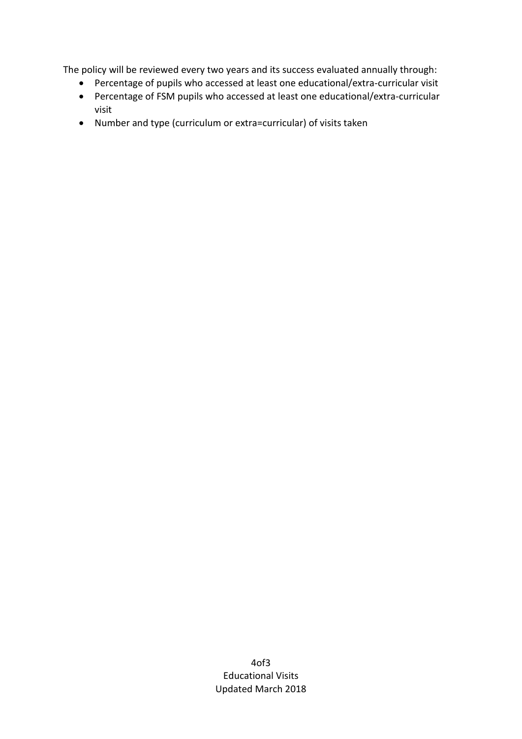The policy will be reviewed every two years and its success evaluated annually through:

- Percentage of pupils who accessed at least one educational/extra-curricular visit
- Percentage of FSM pupils who accessed at least one educational/extra-curricular visit
- Number and type (curriculum or extra=curricular) of visits taken